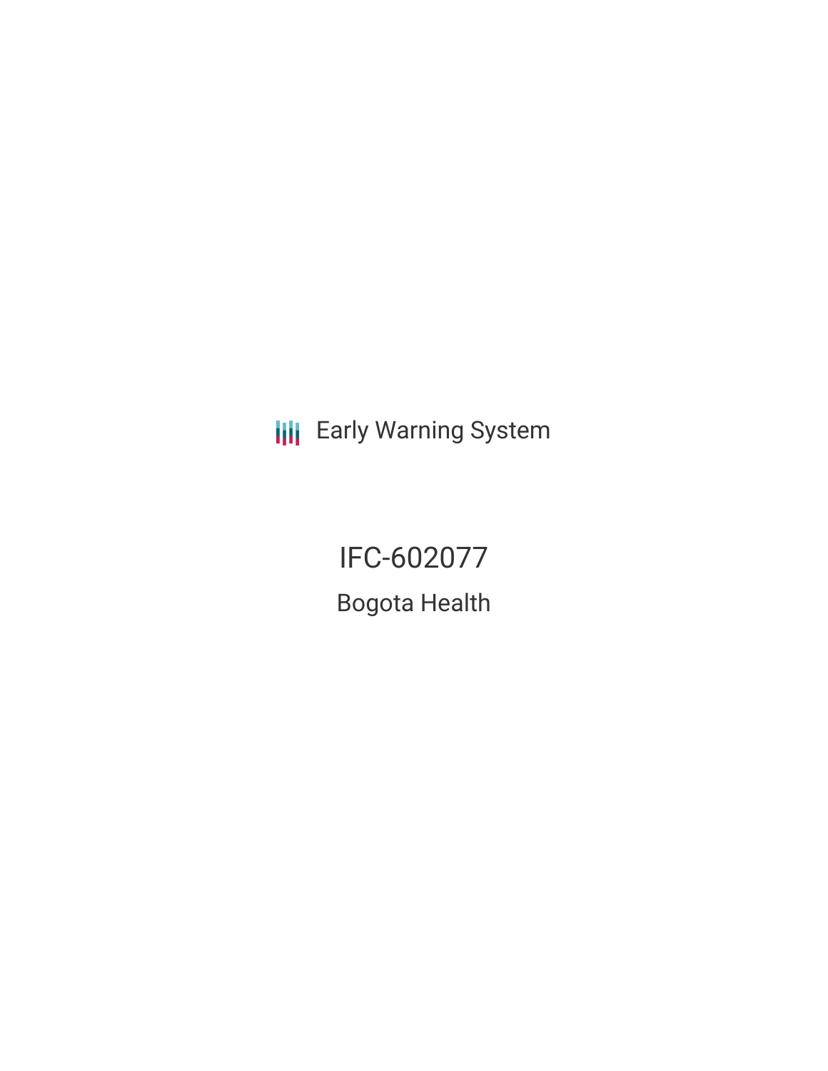Early Warning System

# IFC-602077

## Bogota Health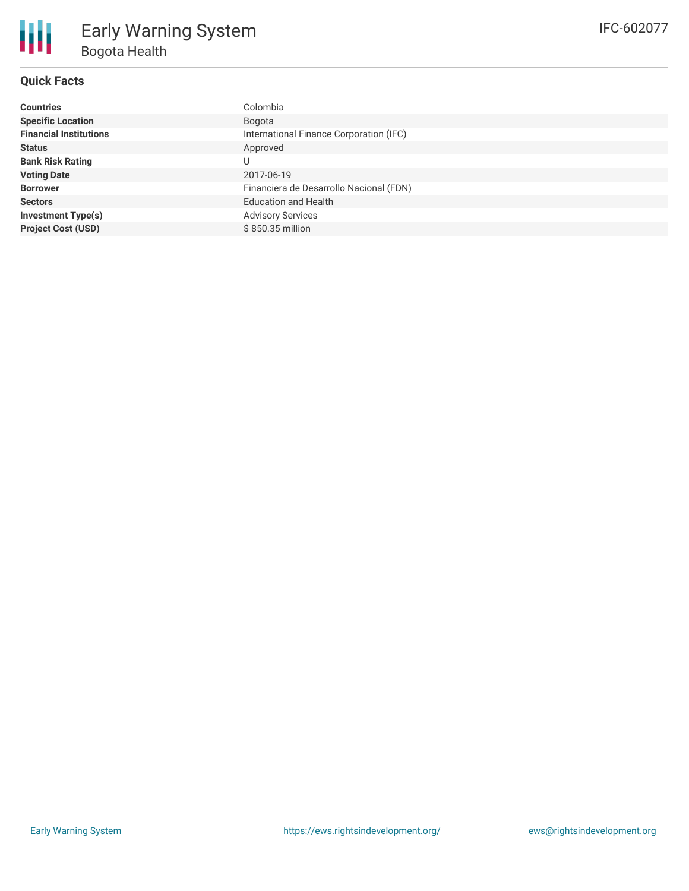# Early Warning System

## Bogota Health

IFC-602077

### Quick Facts

| | |
|---|---|
| **Countries** | Colombia |
| **Specific Location** | Bogota |
| **Financial Institutions** | International Finance Corporation (IFC) |
| **Status** | Approved |
| **Bank Risk Rating** | U |
| **Voting Date** | 2017-06-19 |
| **Borrower** | Financiera de Desarrollo Nacional (FDN) |
| **Sectors** | Education and Health |
| **Investment Type(s)** | Advisory Services |
| **Project Cost (USD)** | $ 850.35 million |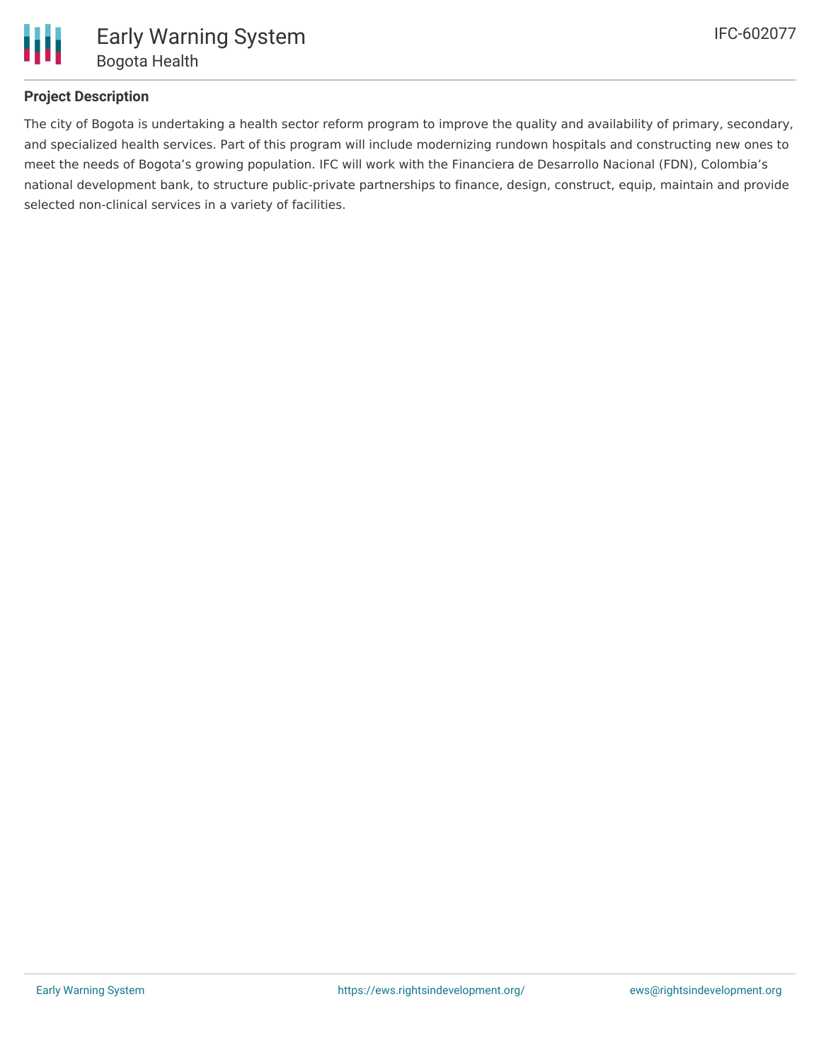## Project Description

The city of Bogota is undertaking a health sector reform program to improve the quality and availability of primary, secondary, and specialized health services. Part of this program will include modernizing rundown hospitals and constructing new ones to meet the needs of Bogota's growing population. IFC will work with the Financiera de Desarrollo Nacional (FDN), Colombia's national development bank, to structure public-private partnerships to finance, design, construct, equip, maintain and provide selected non-clinical services in a variety of facilities.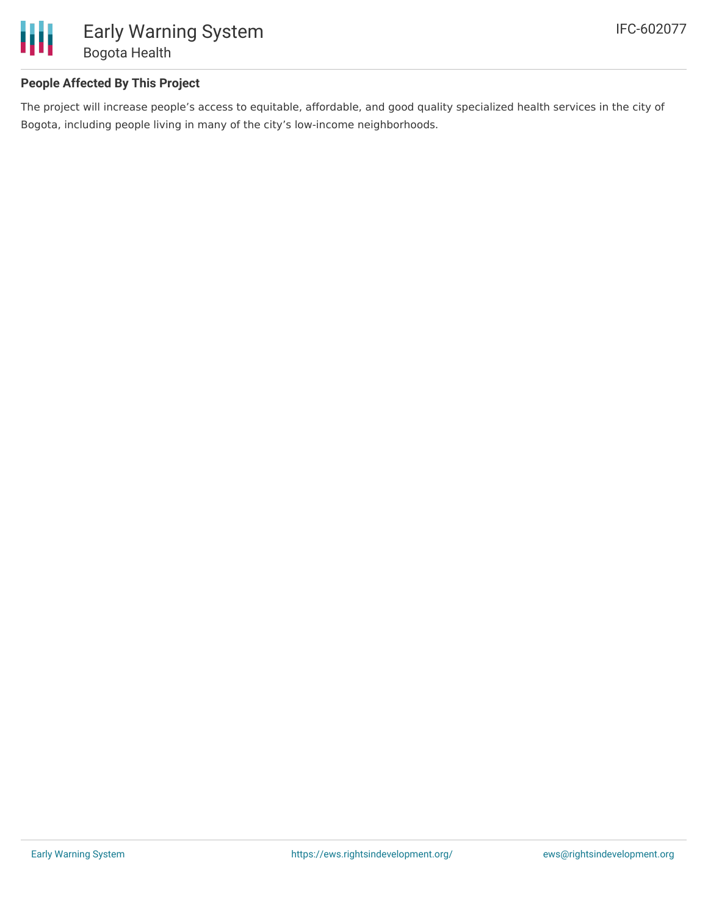## People Affected By This Project

The project will increase people's access to equitable, affordable, and good quality specialized health services in the city of Bogota, including people living in many of the city's low-income neighborhoods.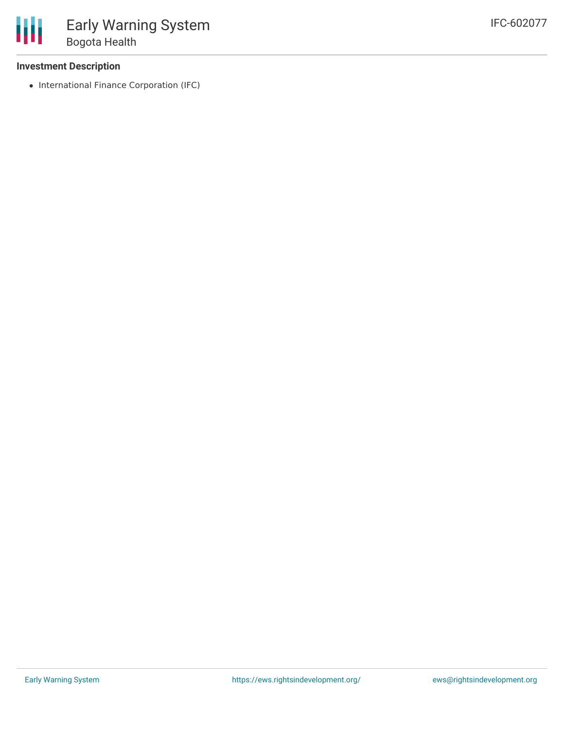### Investment Description

- International Finance Corporation (IFC)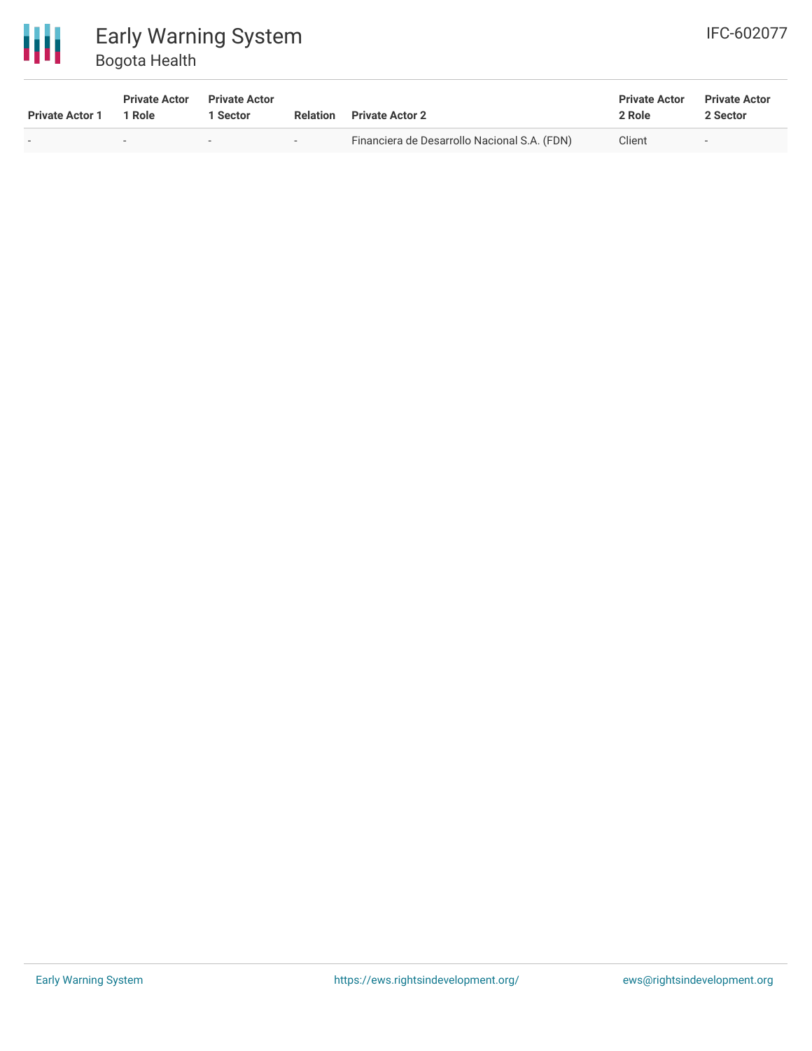| Private Actor 1 | Private Actor 1 Role | Private Actor 1 Sector | Relation | Private Actor 2 | Private Actor 2 Role | Private Actor 2 Sector |
|---|---|---|---|---|---|---|
| - | - | - | - | Financiera de Desarrollo Nacional S.A. (FDN) | Client | - |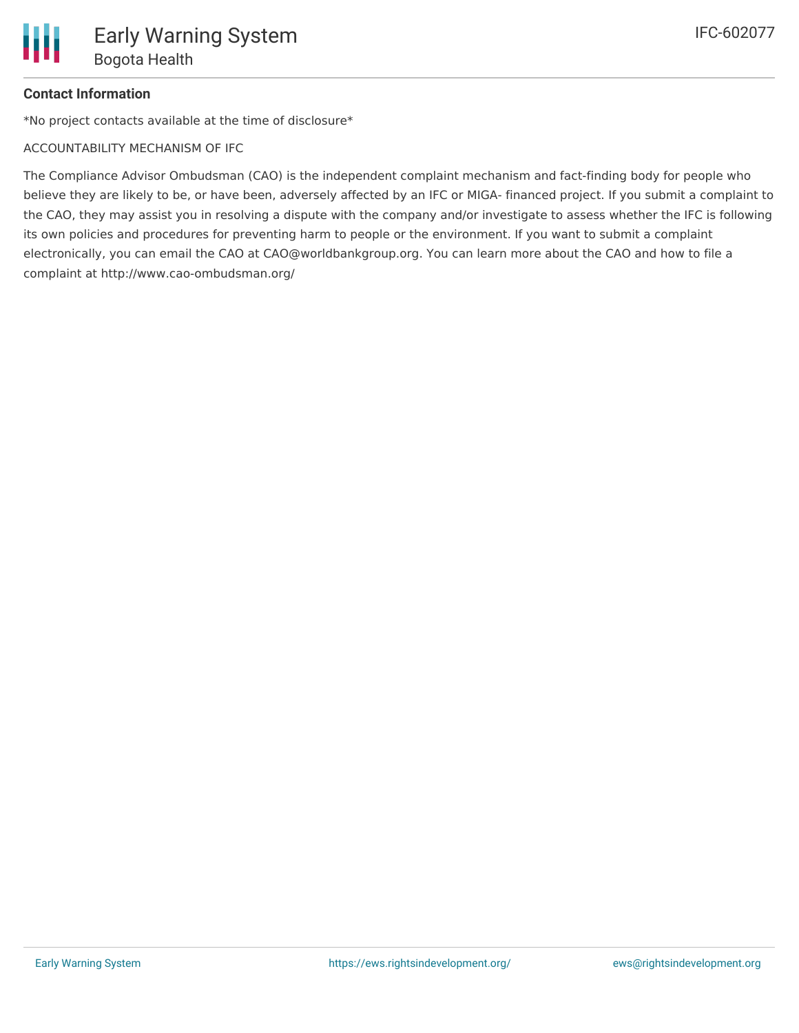**Contact Information**

*No project contacts available at the time of disclosure*

ACCOUNTABILITY MECHANISM OF IFC

The Compliance Advisor Ombudsman (CAO) is the independent complaint mechanism and fact-finding body for people who believe they are likely to be, or have been, adversely affected by an IFC or MIGA- financed project. If you submit a complaint to the CAO, they may assist you in resolving a dispute with the company and/or investigate to assess whether the IFC is following its own policies and procedures for preventing harm to people or the environment. If you want to submit a complaint electronically, you can email the CAO at CAO@worldbankgroup.org. You can learn more about the CAO and how to file a complaint at http://www.cao-ombudsman.org/